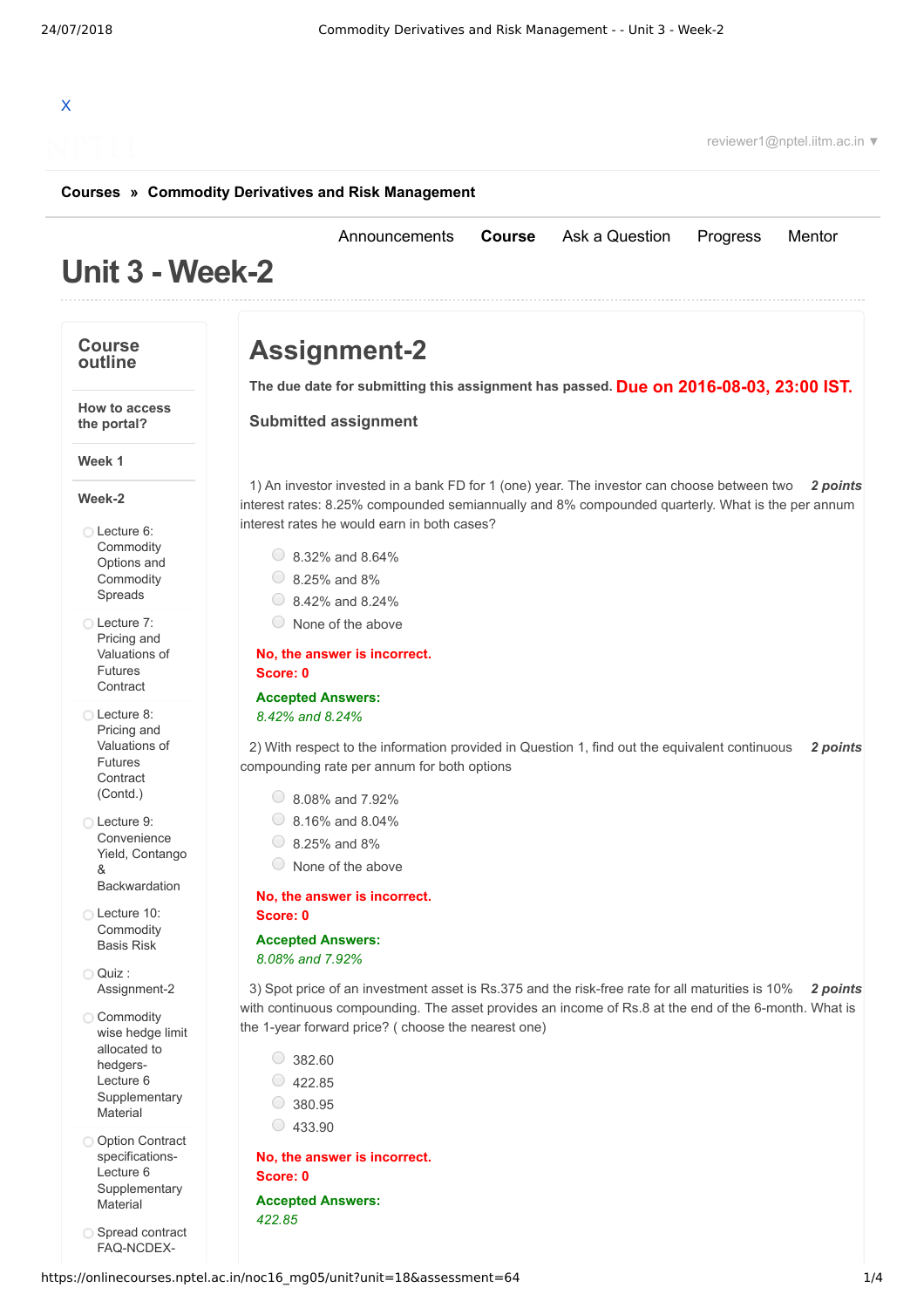X

reviewer1@nptel.iitm.ac.in ▼

**Courses » Commodity Derivatives and Risk Management**

Announcements **Course** Ask a Question Progress Mentor

# Unit 3 - Week-2

## Course outline

**How to access the portal?**

**Week 1**

**Week-2**

- Lecture 6: Commodity Options and Commodity Spreads
- Lecture 7: Pricing and Valuations of Futures Contract
- Lecture 8: Pricing and Valuations of Futures Contract (Contd.)
- Lecture 9: Convenience Yield, Contango & Backwardation
- Lecture 10: Commodity Basis Risk
- Quiz : Assignment-2
- Commodity wise hedge limit allocated to hedgers-Lecture 6 Supplementary Material
- Option Contract specifications-Lecture 6 Supplementary Material
- Spread contract FAQ-NCDEX-

# Assignment-2

**The due date for submitting this assignment has passed.** **Due on 2016-08-03, 23:00 IST.**

### Submitted assignment

1) An investor invested in a bank FD for 1 (one) year. The investor can choose between two interest rates: 8.25% compounded semiannually and 8% compounded quarterly. What is the per annum interest rates he would earn in both cases? ***2 points***

- 8.32% and 8.64%
- 8.25% and 8%
- 8.42% and 8.24%
- None of the above

**No, the answer is incorrect.**
**Score: 0**

**Accepted Answers:**
*8.42% and 8.24%*

2) With respect to the information provided in Question 1, find out the equivalent continuous compounding rate per annum for both options ***2 points***

- 8.08% and 7.92%
- 8.16% and 8.04%
- 8.25% and 8%
- None of the above

**No, the answer is incorrect.**
**Score: 0**

**Accepted Answers:**
*8.08% and 7.92%*

3) Spot price of an investment asset is Rs.375 and the risk-free rate for all maturities is 10% with continuous compounding. The asset provides an income of Rs.8 at the end of the 6-month. What is the 1-year forward price? ( choose the nearest one) ***2 points***

- 382.60
- 422.85
- 380.95
- 433.90

**No, the answer is incorrect.**
**Score: 0**

**Accepted Answers:**
*422.85*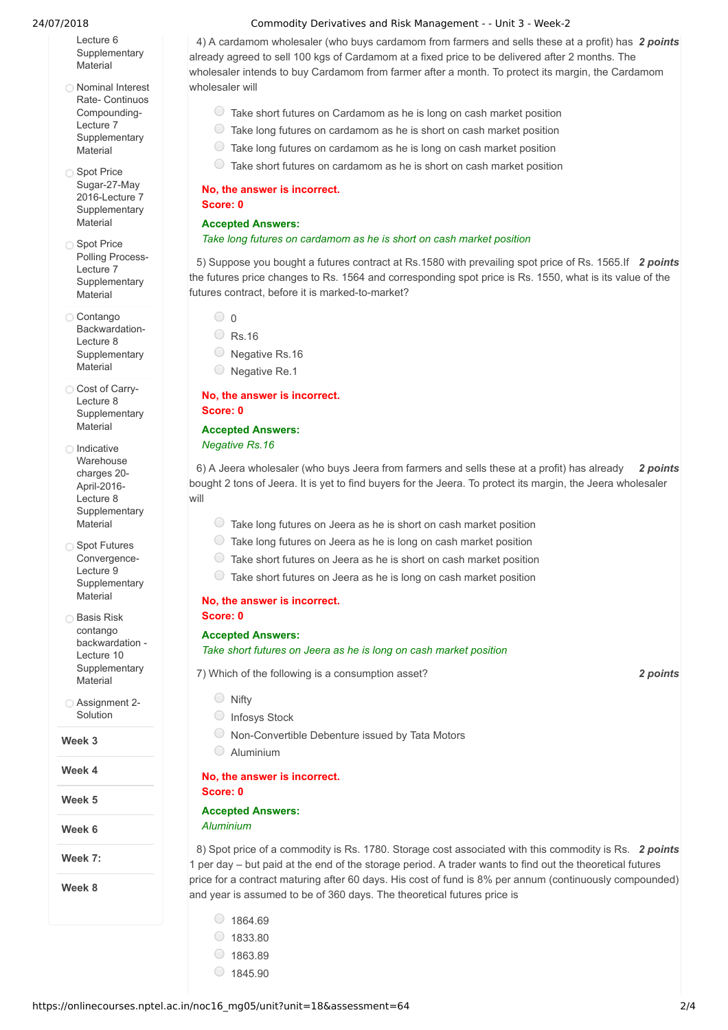- Lecture 6 Supplementary Material
- Nominal Interest Rate- Continuos Compounding-Lecture 7 Supplementary Material
- Spot Price Sugar-27-May 2016-Lecture 7 Supplementary Material
- Spot Price Polling Process-Lecture 7 Supplementary Material
- Contango Backwardation-Lecture 8 Supplementary Material
- Cost of Carry-Lecture 8 Supplementary Material
- Indicative Warehouse charges 20-April-2016-Lecture 8 Supplementary Material
- Spot Futures Convergence-Lecture 9 Supplementary Material
- Basis Risk contango backwardation - Lecture 10 Supplementary Material
- Assignment 2-Solution

**Week 3**

**Week 4**

**Week 5**

**Week 6**

**Week 7:**

**Week 8**

4) A cardamom wholesaler (who buys cardamom from farmers and sells these at a profit) has already agreed to sell 100 kgs of Cardamom at a fixed price to be delivered after 2 months. The wholesaler intends to buy Cardamom from farmer after a month. To protect its margin, the Cardamom wholesaler will **2 points**

- Take short futures on Cardamom as he is long on cash market position
- Take long futures on cardamom as he is short on cash market position
- Take long futures on cardamom as he is long on cash market position
- Take short futures on cardamom as he is short on cash market position

**No, the answer is incorrect.**
**Score: 0**

**Accepted Answers:**
*Take long futures on cardamom as he is short on cash market position*

5) Suppose you bought a futures contract at Rs.1580 with prevailing spot price of Rs. 1565.If the futures price changes to Rs. 1564 and corresponding spot price is Rs. 1550, what is its value of the futures contract, before it is marked-to-market? **2 points**

- 0
- Rs.16
- Negative Rs.16
- Negative Re.1

**No, the answer is incorrect.**
**Score: 0**

**Accepted Answers:**
*Negative Rs.16*

6) A Jeera wholesaler (who buys Jeera from farmers and sells these at a profit) has already bought 2 tons of Jeera. It is yet to find buyers for the Jeera. To protect its margin, the Jeera wholesaler will **2 points**

- Take long futures on Jeera as he is short on cash market position
- Take long futures on Jeera as he is long on cash market position
- Take short futures on Jeera as he is short on cash market position
- Take short futures on Jeera as he is long on cash market position

**No, the answer is incorrect.**
**Score: 0**

**Accepted Answers:**
*Take short futures on Jeera as he is long on cash market position*

7) Which of the following is a consumption asset? **2 points**

- Nifty
- Infosys Stock
- Non-Convertible Debenture issued by Tata Motors
- Aluminium

**No, the answer is incorrect.**
**Score: 0**

**Accepted Answers:**
*Aluminium*

8) Spot price of a commodity is Rs. 1780. Storage cost associated with this commodity is Rs. 1 per day – but paid at the end of the storage period. A trader wants to find out the theoretical futures price for a contract maturing after 60 days. His cost of fund is 8% per annum (continuously compounded) and year is assumed to be of 360 days. The theoretical futures price is **2 points**

- 1864.69
- 1833.80
- 1863.89
- 1845.90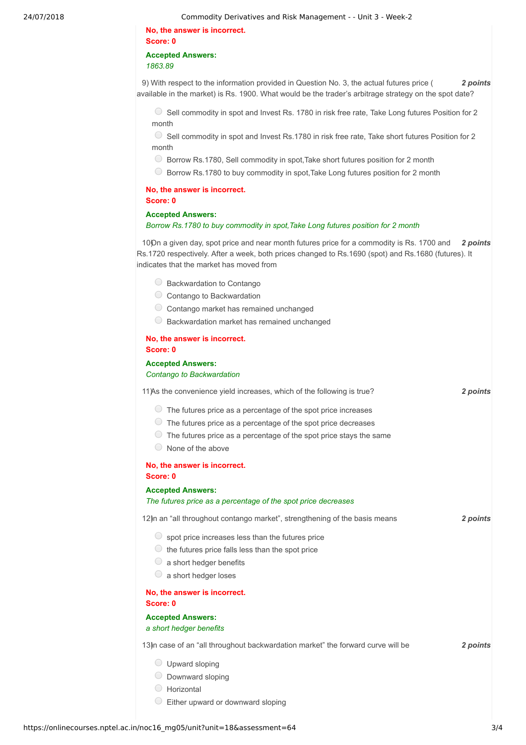No, the answer is incorrect.
Score: 0

Accepted Answers:
*1863.89*

9) With respect to the information provided in Question No. 3, the actual futures price ( available in the market) is Rs. 1900. What would be the trader's arbitrage strategy on the spot date? **2 points**

- Sell commodity in spot and Invest Rs. 1780 in risk free rate, Take Long futures Position for 2 month
- Sell commodity in spot and Invest Rs.1780 in risk free rate, Take short futures Position for 2 month
- Borrow Rs.1780, Sell commodity in spot,Take short futures position for 2 month
- Borrow Rs.1780 to buy commodity in spot,Take Long futures position for 2 month

No, the answer is incorrect.
Score: 0

Accepted Answers:
*Borrow Rs.1780 to buy commodity in spot,Take Long futures position for 2 month*

10) On a given day, spot price and near month futures price for a commodity is Rs. 1700 and Rs.1720 respectively. After a week, both prices changed to Rs.1690 (spot) and Rs.1680 (futures). It indicates that the market has moved from **2 points**

- Backwardation to Contango
- Contango to Backwardation
- Contango market has remained unchanged
- Backwardation market has remained unchanged

No, the answer is incorrect.
Score: 0

Accepted Answers:
*Contango to Backwardation*

11) As the convenience yield increases, which of the following is true? **2 points**

- The futures price as a percentage of the spot price increases
- The futures price as a percentage of the spot price decreases
- The futures price as a percentage of the spot price stays the same
- None of the above

No, the answer is incorrect.
Score: 0

Accepted Answers:
*The futures price as a percentage of the spot price decreases*

12) In an "all throughout contango market", strengthening of the basis means **2 points**

- spot price increases less than the futures price
- the futures price falls less than the spot price
- a short hedger benefits
- a short hedger loses

No, the answer is incorrect.
Score: 0

Accepted Answers:
*a short hedger benefits*

13) In case of an "all throughout backwardation market" the forward curve will be **2 points**

- Upward sloping
- Downward sloping
- Horizontal
- Either upward or downward sloping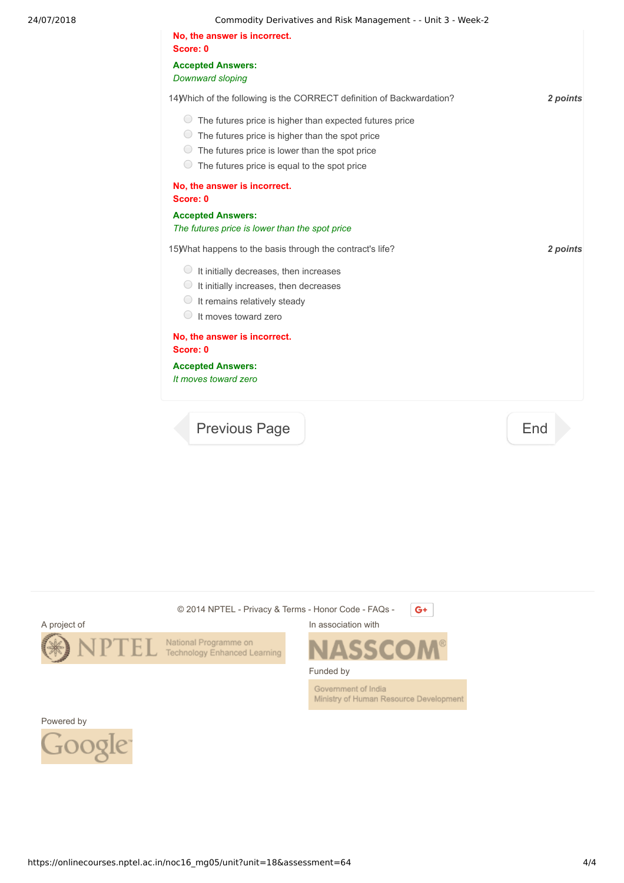**No, the answer is incorrect.**
**Score: 0**

**Accepted Answers:**
*Downward sloping*

14) Which of the following is the CORRECT definition of Backwardation? *2 points*

- The futures price is higher than expected futures price
- The futures price is higher than the spot price
- The futures price is lower than the spot price
- The futures price is equal to the spot price

**No, the answer is incorrect.**
**Score: 0**

**Accepted Answers:**
*The futures price is lower than the spot price*

15) What happens to the basis through the contract's life? *2 points*

- It initially decreases, then increases
- It initially increases, then decreases
- It remains relatively steady
- It moves toward zero

**No, the answer is incorrect.**
**Score: 0**

**Accepted Answers:**
*It moves toward zero*

Previous Page

End

© 2014 NPTEL - Privacy & Terms - Honor Code - FAQs -

A project of

NPTEL National Programme on Technology Enhanced Learning

In association with

NASSCOM

Funded by

Government of India Ministry of Human Resource Development

Powered by

Google